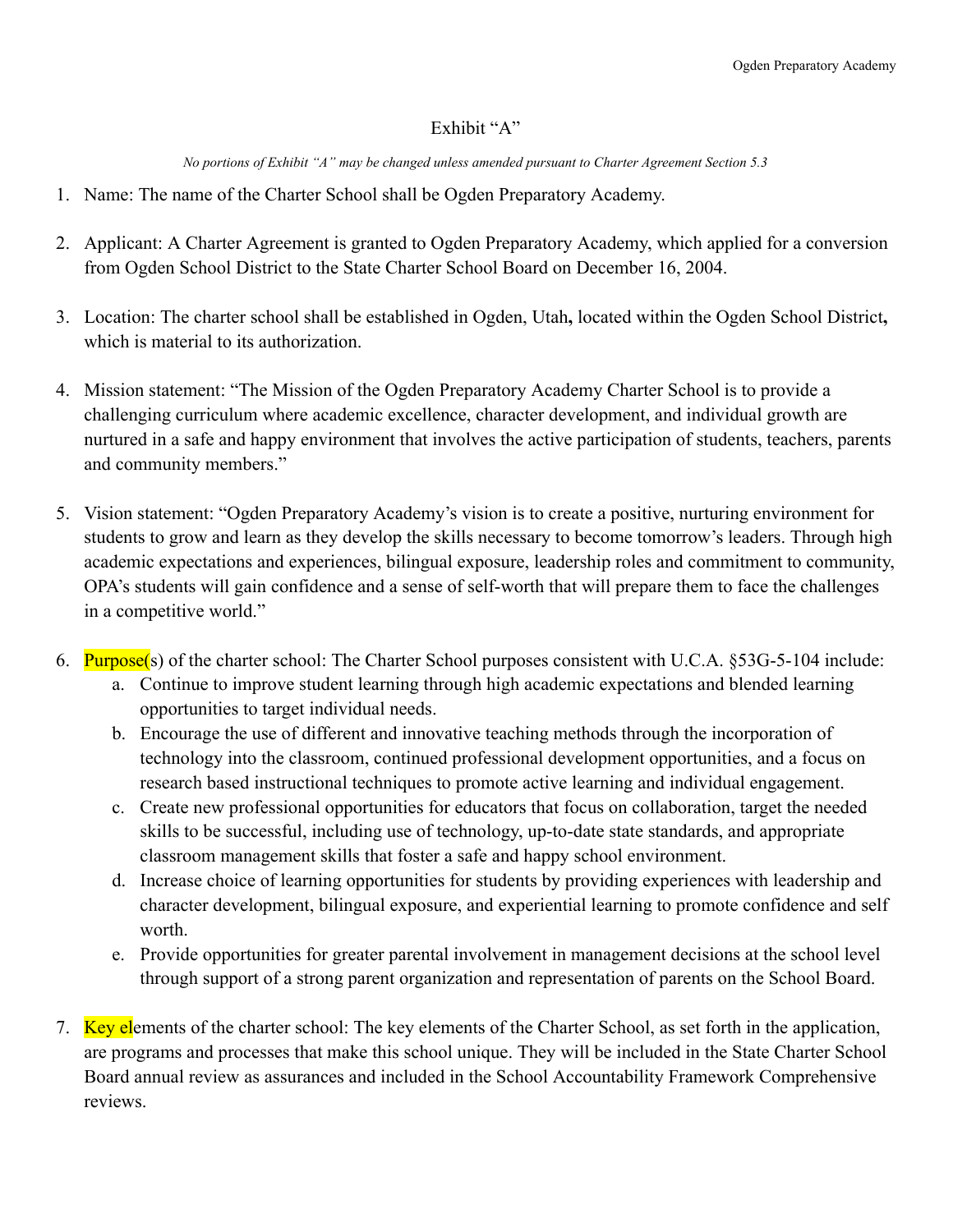# Exhibit "A"

*No portions of Exhibit "A" may be changed unless amended pursuant to Charter Agreement Section 5.3*

1. Name: The name of the Charter School shall be Ogden Preparatory Academy.

2. Applicant: A Charter Agreement is granted to Ogden Preparatory Academy, which applied for a conversion from Ogden School District to the State Charter School Board on December 16, 2004.

3. Location: The charter school shall be established in Ogden, Utah**,** located within the Ogden School District**,** which is material to its authorization.

4. Mission statement: "The Mission of the Ogden Preparatory Academy Charter School is to provide a challenging curriculum where academic excellence, character development, and individual growth are nurtured in a safe and happy environment that involves the active participation of students, teachers, parents and community members."

5. Vision statement: "Ogden Preparatory Academy's vision is to create a positive, nurturing environment for students to grow and learn as they develop the skills necessary to become tomorrow's leaders. Through high academic expectations and experiences, bilingual exposure, leadership roles and commitment to community, OPA's students will gain confidence and a sense of self-worth that will prepare them to face the challenges in a competitive world."

6. Purpose(s) of the charter school: The Charter School purposes consistent with U.C.A. §53G-5-104 include:
   a. Continue to improve student learning through high academic expectations and blended learning opportunities to target individual needs.
   b. Encourage the use of different and innovative teaching methods through the incorporation of technology into the classroom, continued professional development opportunities, and a focus on research based instructional techniques to promote active learning and individual engagement.
   c. Create new professional opportunities for educators that focus on collaboration, target the needed skills to be successful, including use of technology, up-to-date state standards, and appropriate classroom management skills that foster a safe and happy school environment.
   d. Increase choice of learning opportunities for students by providing experiences with leadership and character development, bilingual exposure, and experiential learning to promote confidence and self worth.
   e. Provide opportunities for greater parental involvement in management decisions at the school level through support of a strong parent organization and representation of parents on the School Board.

7. Key elements of the charter school: The key elements of the Charter School, as set forth in the application, are programs and processes that make this school unique. They will be included in the State Charter School Board annual review as assurances and included in the School Accountability Framework Comprehensive reviews.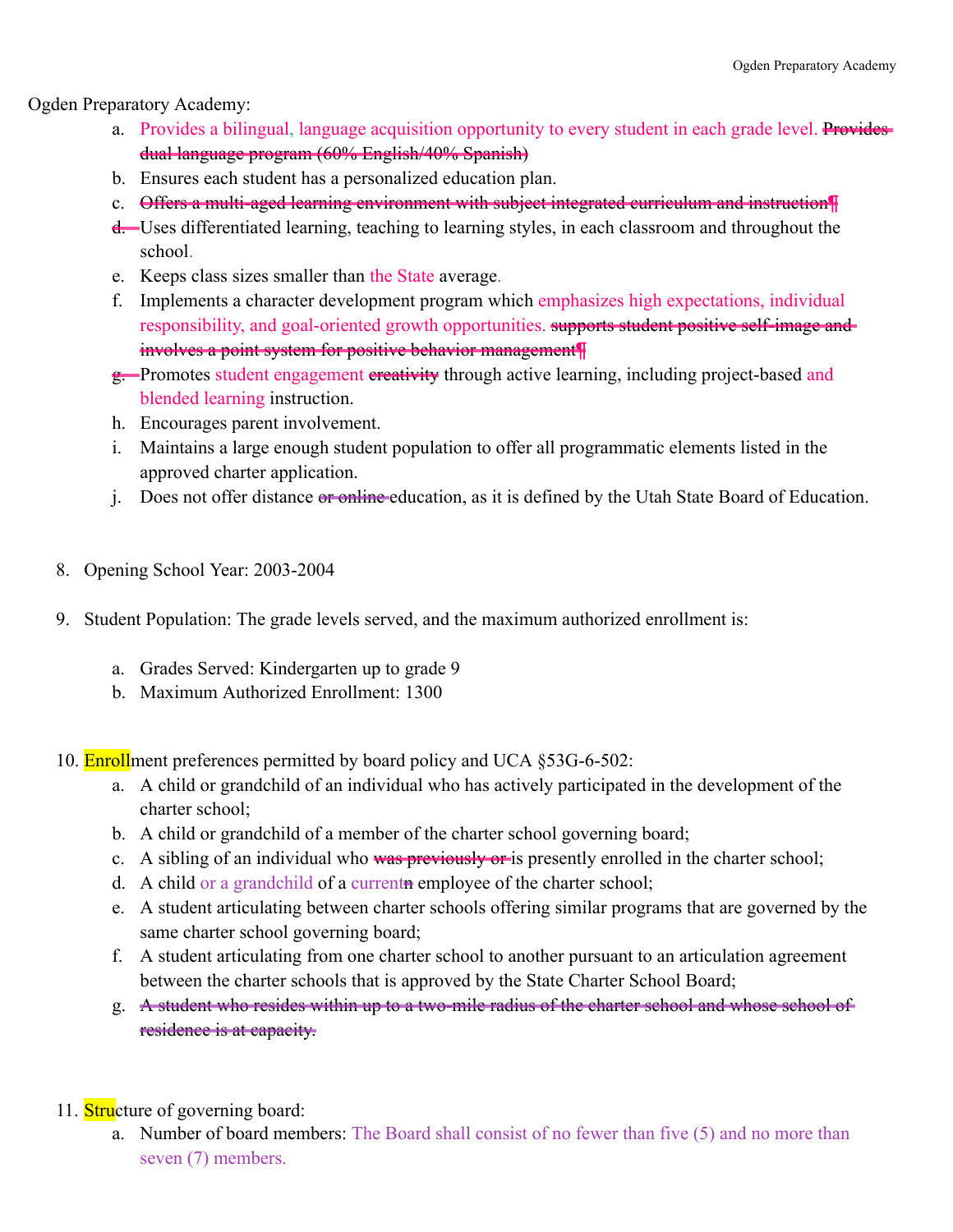Ogden Preparatory Academy:

a. Provides a bilingual, language acquisition opportunity to every student in each grade level. ~~Provides dual language program (60% English/40% Spanish)~~
b. Ensures each student has a personalized education plan.
c. ~~Offers a multi-aged learning environment with subject integrated curriculum and instruction~~
d. Uses differentiated learning, teaching to learning styles, in each classroom and throughout the school.
e. Keeps class sizes smaller than the State average.
f. Implements a character development program which emphasizes high expectations, individual responsibility, and goal-oriented growth opportunities. ~~supports student positive self-image and involves a point system for positive behavior management~~
g. Promotes student engagement ~~creativity~~ through active learning, including project-based and blended learning instruction.
h. Encourages parent involvement.
i. Maintains a large enough student population to offer all programmatic elements listed in the approved charter application.
j. Does not offer distance ~~or online~~ education, as it is defined by the Utah State Board of Education.

8. Opening School Year: 2003-2004

9. Student Population: The grade levels served, and the maximum authorized enrollment is:

   a. Grades Served: Kindergarten up to grade 9
   b. Maximum Authorized Enrollment: 1300

10. Enrollment preferences permitted by board policy and UCA §53G-6-502:

    a. A child or grandchild of an individual who has actively participated in the development of the charter school;
    b. A child or grandchild of a member of the charter school governing board;
    c. A sibling of an individual who ~~was previously or~~ is presently enrolled in the charter school;
    d. A child or a grandchild of a current ~~n~~ employee of the charter school;
    e. A student articulating between charter schools offering similar programs that are governed by the same charter school governing board;
    f. A student articulating from one charter school to another pursuant to an articulation agreement between the charter schools that is approved by the State Charter School Board;
    g. ~~A student who resides within up to a two-mile radius of the charter school and whose school of residence is at capacity.~~

11. Structure of governing board:

    a. Number of board members: The Board shall consist of no fewer than five (5) and no more than seven (7) members.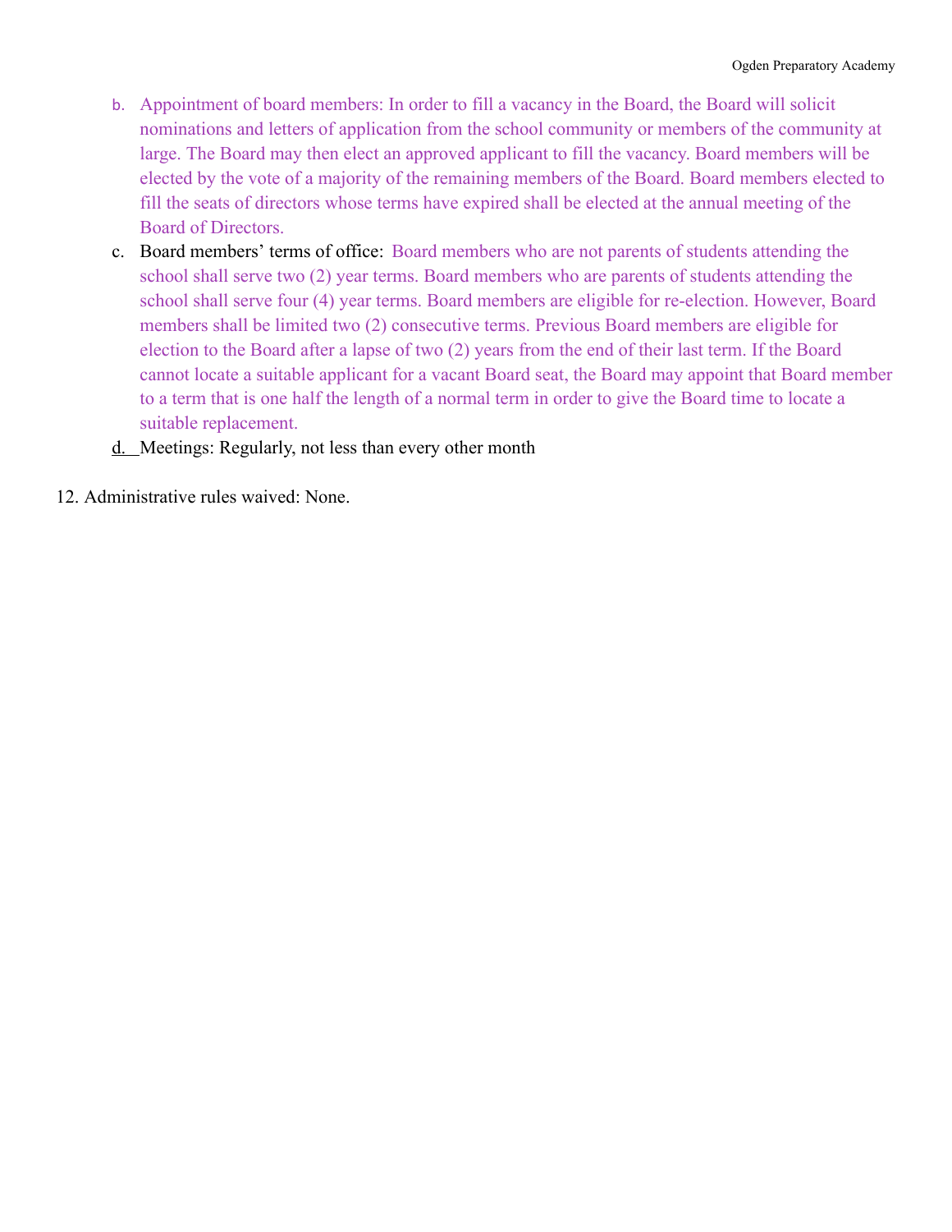b. Appointment of board members: In order to fill a vacancy in the Board, the Board will solicit nominations and letters of application from the school community or members of the community at large. The Board may then elect an approved applicant to fill the vacancy. Board members will be elected by the vote of a majority of the remaining members of the Board. Board members elected to fill the seats of directors whose terms have expired shall be elected at the annual meeting of the Board of Directors.

c. Board members' terms of office: Board members who are not parents of students attending the school shall serve two (2) year terms. Board members who are parents of students attending the school shall serve four (4) year terms. Board members are eligible for re-election. However, Board members shall be limited two (2) consecutive terms. Previous Board members are eligible for election to the Board after a lapse of two (2) years from the end of their last term. If the Board cannot locate a suitable applicant for a vacant Board seat, the Board may appoint that Board member to a term that is one half the length of a normal term in order to give the Board time to locate a suitable replacement.

d. Meetings: Regularly, not less than every other month

12. Administrative rules waived: None.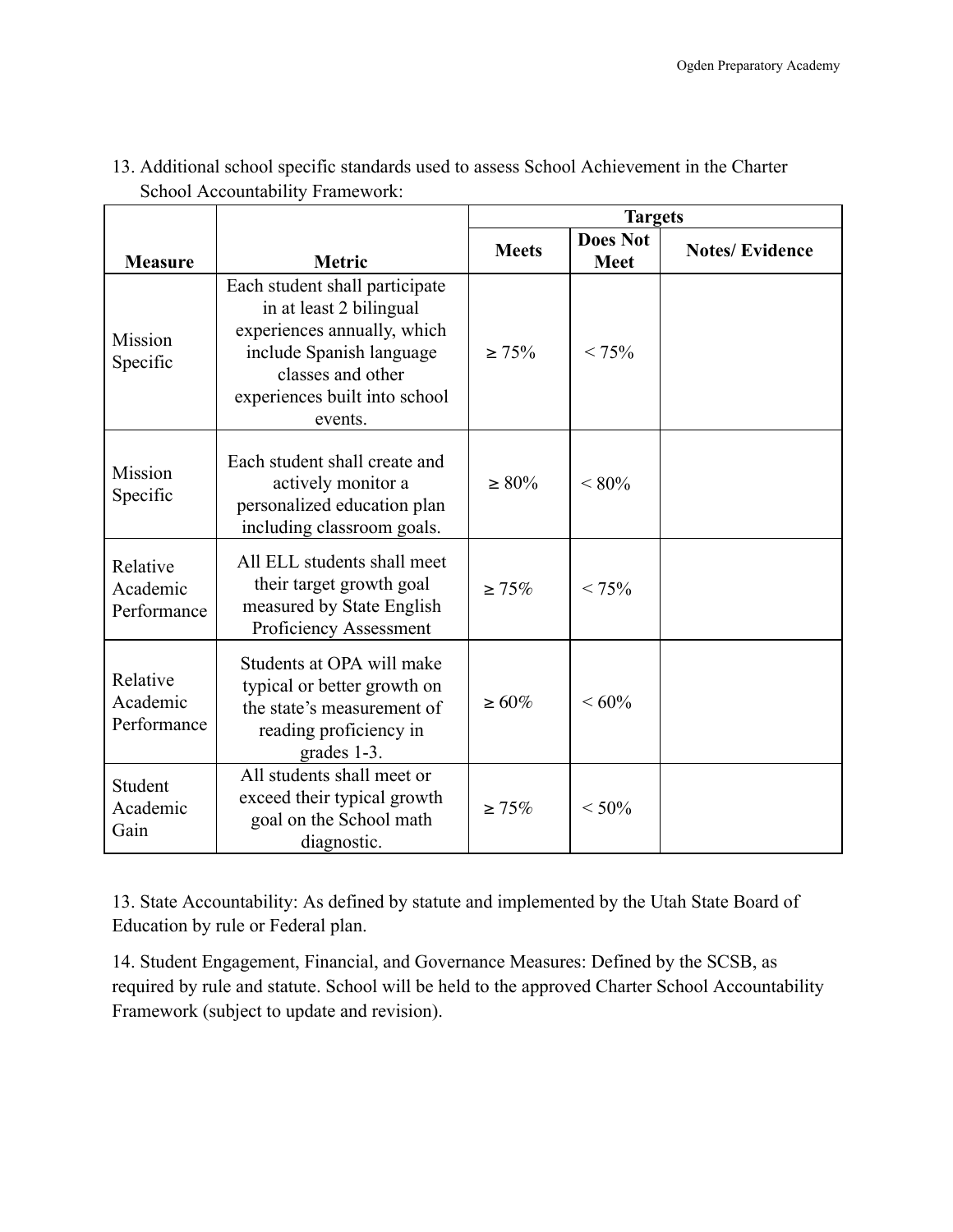13. Additional school specific standards used to assess School Achievement in the Charter School Accountability Framework:

| Measure | Metric | Targets | | |
|---|---|---|---|---|
| | | Meets | Does Not Meet | Notes/ Evidence |
| Mission Specific | Each student shall participate in at least 2 bilingual experiences annually, which include Spanish language classes and other experiences built into school events. | ≥ 75% | < 75% | |
| Mission Specific | Each student shall create and actively monitor a personalized education plan including classroom goals. | ≥ 80% | < 80% | |
| Relative Academic Performance | All ELL students shall meet their target growth goal measured by State English Proficiency Assessment | ≥ 75% | < 75% | |
| Relative Academic Performance | Students at OPA will make typical or better growth on the state's measurement of reading proficiency in grades 1-3. | ≥ 60% | < 60% | |
| Student Academic Gain | All students shall meet or exceed their typical growth goal on the School math diagnostic. | ≥ 75% | < 50% | |

13. State Accountability: As defined by statute and implemented by the Utah State Board of Education by rule or Federal plan.

14. Student Engagement, Financial, and Governance Measures: Defined by the SCSB, as required by rule and statute. School will be held to the approved Charter School Accountability Framework (subject to update and revision).